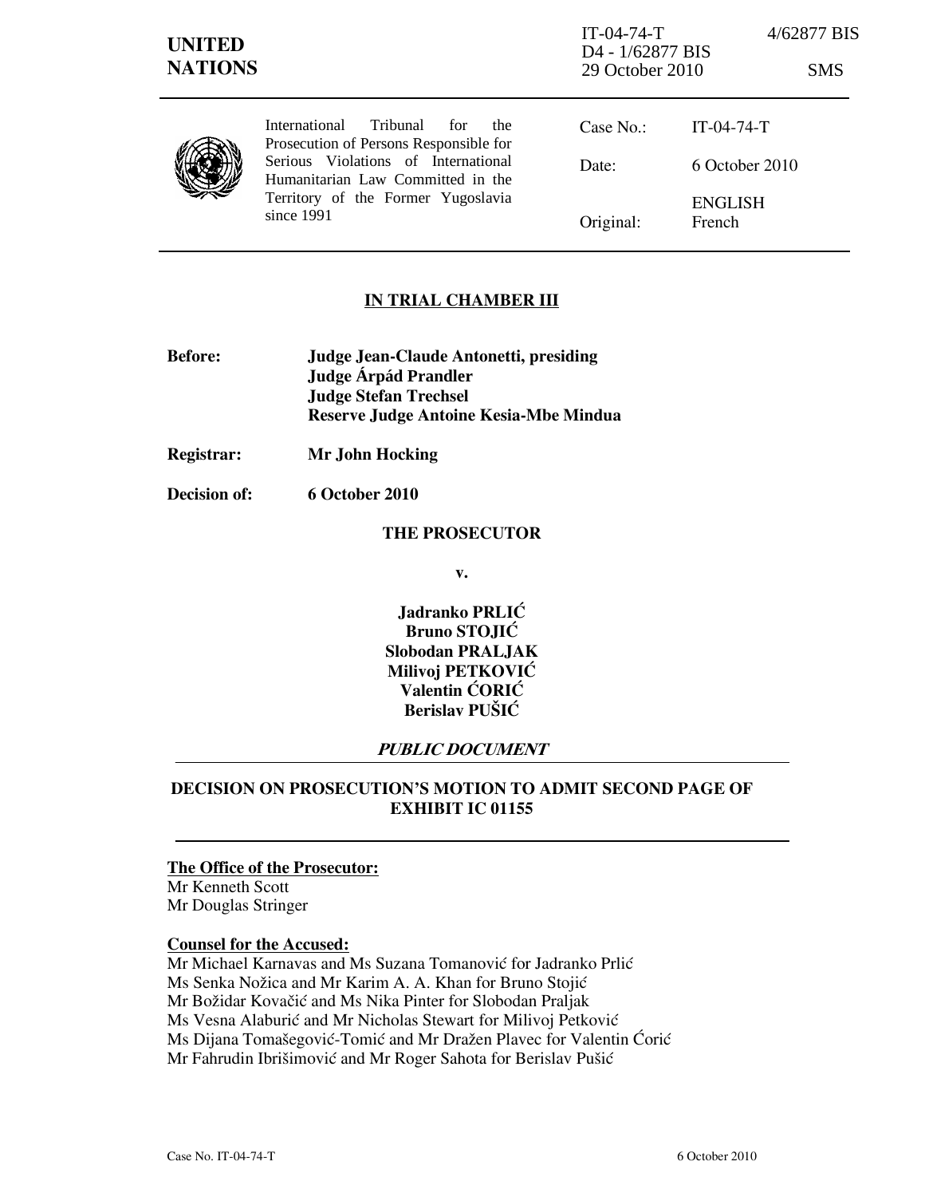IT-04-74-T 4/62877 BIS
D4 - 1/62877 BIS
29 October 2010 SMS

**UNITED NATIONS**

International Tribunal for the Prosecution of Persons Responsible for Serious Violations of International Humanitarian Law Committed in the Territory of the Former Yugoslavia since 1991

| | |
|---|---|
| Case No.: | IT-04-74-T |
| Date: | 6 October 2010 |
| Original: | ENGLISH French |

## IN TRIAL CHAMBER III

**Before:** **Judge Jean-Claude Antonetti, presiding**
**Judge Árpád Prandler**
**Judge Stefan Trechsel**
**Reserve Judge Antoine Kesia-Mbe Mindua**

**Registrar:** **Mr John Hocking**

**Decision of:** **6 October 2010**

**THE PROSECUTOR**

**v.**

**Jadranko PRLIĆ**
**Bruno STOJIĆ**
**Slobodan PRALJAK**
**Milivoj PETKOVIĆ**
**Valentin ĆORIĆ**
**Berislav PUŠIĆ**

***PUBLIC DOCUMENT***

## DECISION ON PROSECUTION'S MOTION TO ADMIT SECOND PAGE OF EXHIBIT IC 01155

**The Office of the Prosecutor:**
Mr Kenneth Scott
Mr Douglas Stringer

**Counsel for the Accused:**
Mr Michael Karnavas and Ms Suzana Tomanović for Jadranko Prlić
Ms Senka Nožica and Mr Karim A. A. Khan for Bruno Stojić
Mr Božidar Kovačić and Ms Nika Pinter for Slobodan Praljak
Ms Vesna Alaburić and Mr Nicholas Stewart for Milivoj Petković
Ms Dijana Tomašegović-Tomić and Mr Dražen Plavec for Valentin Ćorić
Mr Fahrudin Ibrišimović and Mr Roger Sahota for Berislav Pušić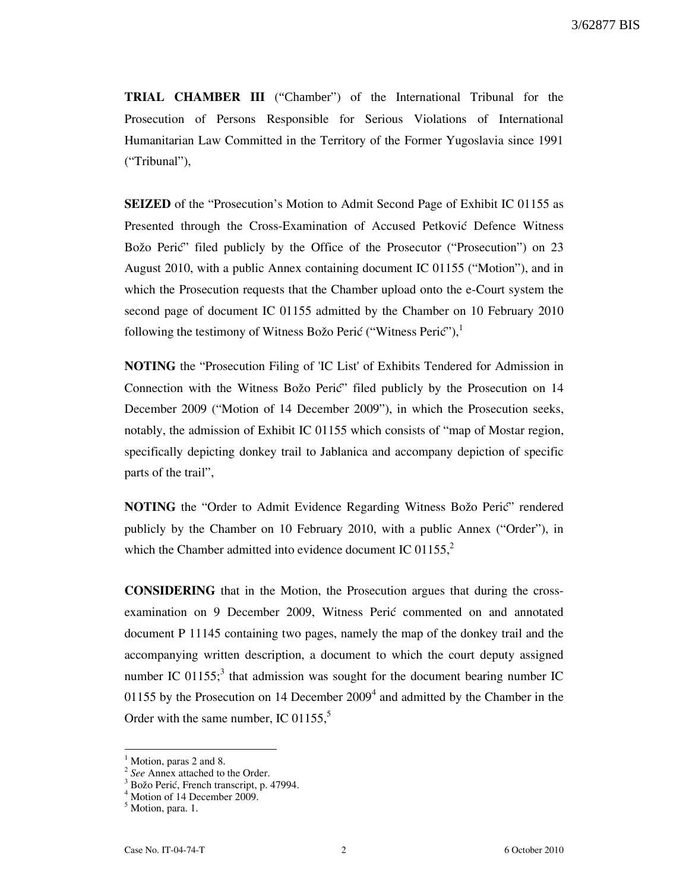**TRIAL CHAMBER III** ("Chamber") of the International Tribunal for the Prosecution of Persons Responsible for Serious Violations of International Humanitarian Law Committed in the Territory of the Former Yugoslavia since 1991 ("Tribunal"),

**SEIZED** of the "Prosecution's Motion to Admit Second Page of Exhibit IC 01155 as Presented through the Cross-Examination of Accused Petković Defence Witness Božo Perić" filed publicly by the Office of the Prosecutor ("Prosecution") on 23 August 2010, with a public Annex containing document IC 01155 ("Motion"), and in which the Prosecution requests that the Chamber upload onto the e-Court system the second page of document IC 01155 admitted by the Chamber on 10 February 2010 following the testimony of Witness Božo Perić ("Witness Perić"),[1]

**NOTING** the "Prosecution Filing of 'IC List' of Exhibits Tendered for Admission in Connection with the Witness Božo Perić" filed publicly by the Prosecution on 14 December 2009 ("Motion of 14 December 2009"), in which the Prosecution seeks, notably, the admission of Exhibit IC 01155 which consists of "map of Mostar region, specifically depicting donkey trail to Jablanica and accompany depiction of specific parts of the trail",

**NOTING** the "Order to Admit Evidence Regarding Witness Božo Perić" rendered publicly by the Chamber on 10 February 2010, with a public Annex ("Order"), in which the Chamber admitted into evidence document IC 01155,[2]

**CONSIDERING** that in the Motion, the Prosecution argues that during the cross-examination on 9 December 2009, Witness Perić commented on and annotated document P 11145 containing two pages, namely the map of the donkey trail and the accompanying written description, a document to which the court deputy assigned number IC 01155;[3] that admission was sought for the document bearing number IC 01155 by the Prosecution on 14 December 2009[4] and admitted by the Chamber in the Order with the same number, IC 01155,[5]

---

[1] Motion, paras 2 and 8.

[2] *See* Annex attached to the Order.

[3] Božo Perić, French transcript, p. 47994.

[4] Motion of 14 December 2009.

[5] Motion, para. 1.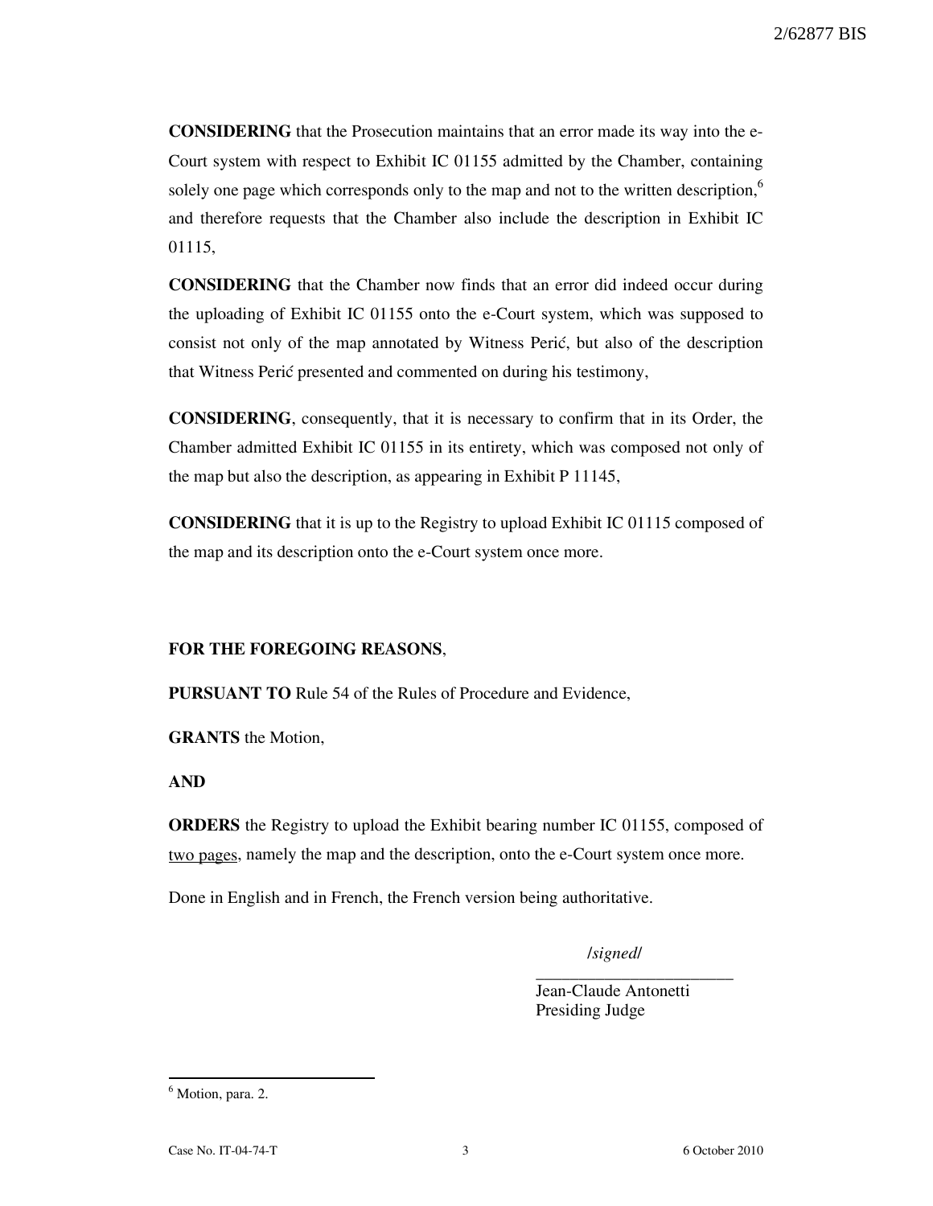**CONSIDERING** that the Prosecution maintains that an error made its way into the e-Court system with respect to Exhibit IC 01155 admitted by the Chamber, containing solely one page which corresponds only to the map and not to the written description,[6] and therefore requests that the Chamber also include the description in Exhibit IC 01115,

**CONSIDERING** that the Chamber now finds that an error did indeed occur during the uploading of Exhibit IC 01155 onto the e-Court system, which was supposed to consist not only of the map annotated by Witness Perić, but also of the description that Witness Perić presented and commented on during his testimony,

**CONSIDERING**, consequently, that it is necessary to confirm that in its Order, the Chamber admitted Exhibit IC 01155 in its entirety, which was composed not only of the map but also the description, as appearing in Exhibit P 11145,

**CONSIDERING** that it is up to the Registry to upload Exhibit IC 01115 composed of the map and its description onto the e-Court system once more.

**FOR THE FOREGOING REASONS**,

**PURSUANT TO** Rule 54 of the Rules of Procedure and Evidence,

**GRANTS** the Motion,

**AND**

**ORDERS** the Registry to upload the Exhibit bearing number IC 01155, composed of two pages, namely the map and the description, onto the e-Court system once more.

Done in English and in French, the French version being authoritative.

/*signed*/

Jean-Claude Antonetti
Presiding Judge

[6] Motion, para. 2.

Case No. IT-04-74-T 6 October 2010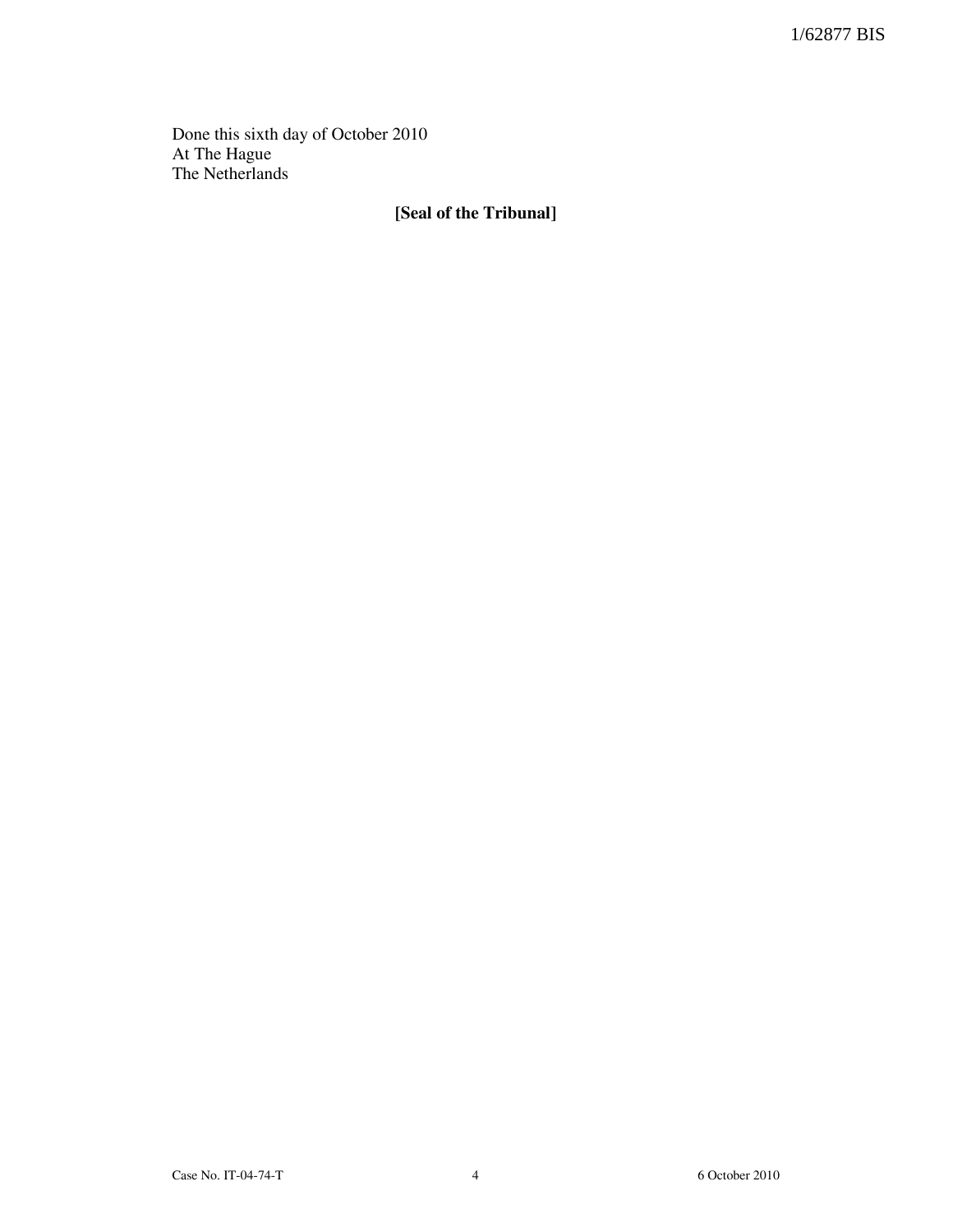Done this sixth day of October 2010
At The Hague
The Netherlands

**[Seal of the Tribunal]**